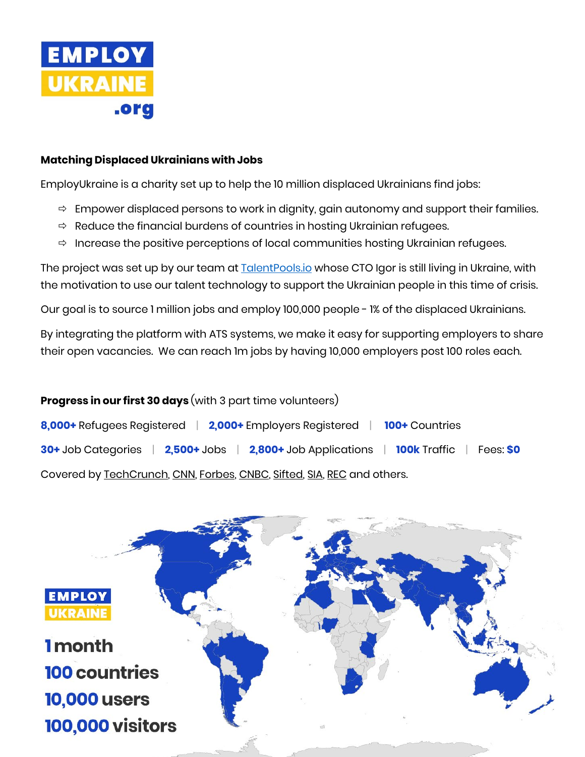# EMPLOY UKRAINE .org

**Matching Displaced Ukrainians with Jobs**

EmployUkraine is a charity set up to help the 10 million displaced Ukrainians find jobs:

- ⇨ Empower displaced persons to work in dignity, gain autonomy and support their families.
- ⇨ Reduce the financial burdens of countries in hosting Ukrainian refugees.
- ⇨ Increase the positive perceptions of local communities hosting Ukrainian refugees.

The project was set up by our team at TalentPools.io whose CTO Igor is still living in Ukraine, with the motivation to use our talent technology to support the Ukrainian people in this time of crisis.

Our goal is to source 1 million jobs and employ 100,000 people - 1% of the displaced Ukrainians.

By integrating the platform with ATS systems, we make it easy for supporting employers to share their open vacancies. We can reach 1m jobs by having 10,000 employers post 100 roles each.

**Progress in our first 30 days** (with 3 part time volunteers)

**8,000+** Refugees Registered | **2,000+** Employers Registered | **100+** Countries

**30+** Job Categories | **2,500+** Jobs | **2,800+** Job Applications | **100k** Traffic | Fees: **$0**

Covered by TechCrunch, CNN, Forbes, CNBC, Sifted, SIA, REC and others.

EMPLOY UKRAINE

**1 month**
**100 countries**
**10,000 users**
**100,000 visitors**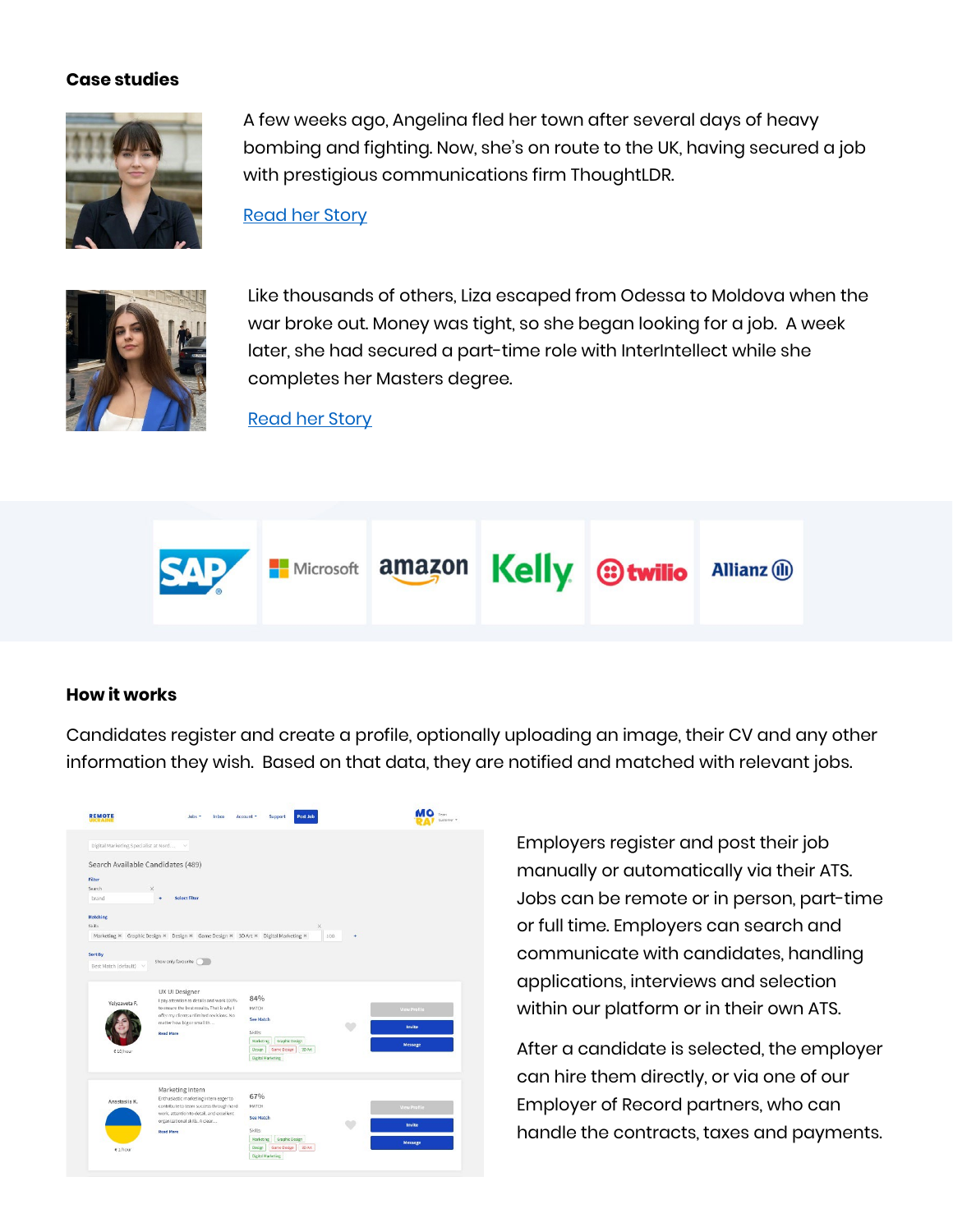## Case studies

A few weeks ago, Angelina fled her town after several days of heavy bombing and fighting. Now, she's on route to the UK, having secured a job with prestigious communications firm ThoughtLDR.

Read her Story

Like thousands of others, Liza escaped from Odessa to Moldova when the war broke out. Money was tight, so she began looking for a job. A week later, she had secured a part-time role with InterIntellect while she completes her Masters degree.

Read her Story

## How it works

Candidates register and create a profile, optionally uploading an image, their CV and any other information they wish. Based on that data, they are notified and matched with relevant jobs.

Employers register and post their job manually or automatically via their ATS. Jobs can be remote or in person, part-time or full time. Employers can search and communicate with candidates, handling applications, interviews and selection within our platform or in their own ATS.

After a candidate is selected, the employer can hire them directly, or via one of our Employer of Record partners, who can handle the contracts, taxes and payments.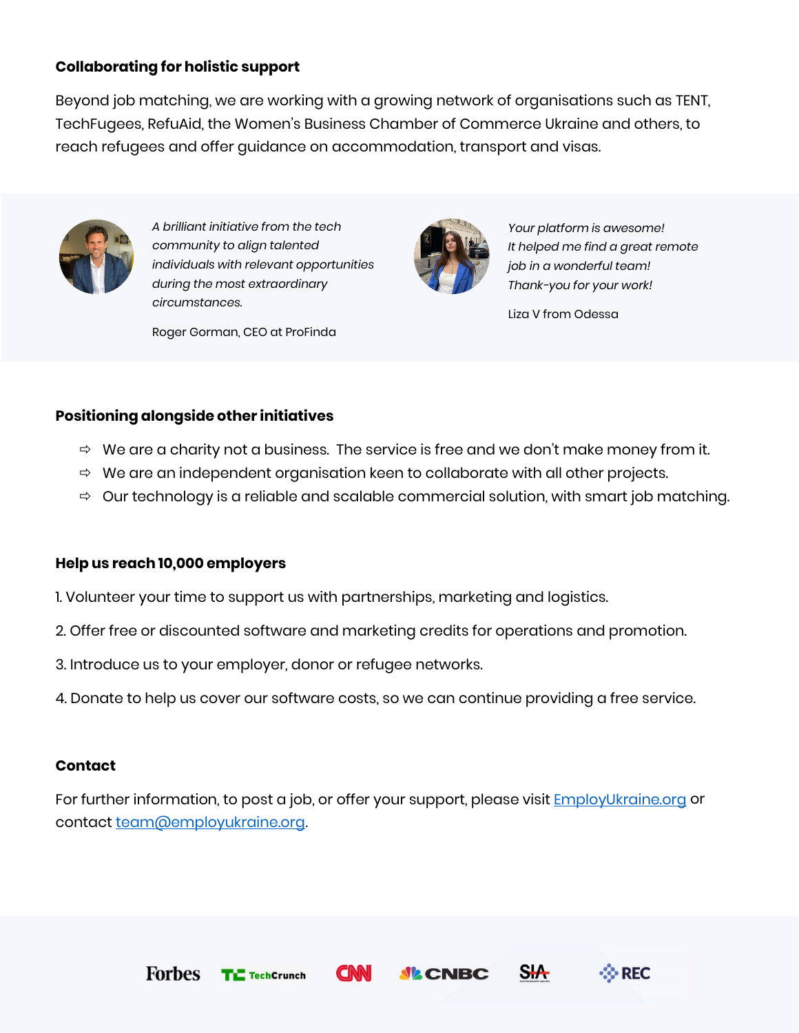**Collaborating for holistic support**

Beyond job matching, we are working with a growing network of organisations such as TENT, TechFugees, RefuAid, the Women's Business Chamber of Commerce Ukraine and others, to reach refugees and offer guidance on accommodation, transport and visas.

*A brilliant initiative from the tech community to align talented individuals with relevant opportunities during the most extraordinary circumstances.*

Roger Gorman, CEO at ProFinda

*Your platform is awesome! It helped me find a great remote job in a wonderful team! Thank-you for your work!*

Liza V from Odessa

**Positioning alongside other initiatives**

- We are a charity not a business. The service is free and we don't make money from it.
- We are an independent organisation keen to collaborate with all other projects.
- Our technology is a reliable and scalable commercial solution, with smart job matching.

**Help us reach 10,000 employers**

1. Volunteer your time to support us with partnerships, marketing and logistics.
2. Offer free or discounted software and marketing credits for operations and promotion.
3. Introduce us to your employer, donor or refugee networks.
4. Donate to help us cover our software costs, so we can continue providing a free service.

**Contact**

For further information, to post a job, or offer your support, please visit [EmployUkraine.org](https://EmployUkraine.org) or contact [team@employukraine.org](mailto:team@employukraine.org).

Forbes TechCrunch CNN CNBC SIA REC